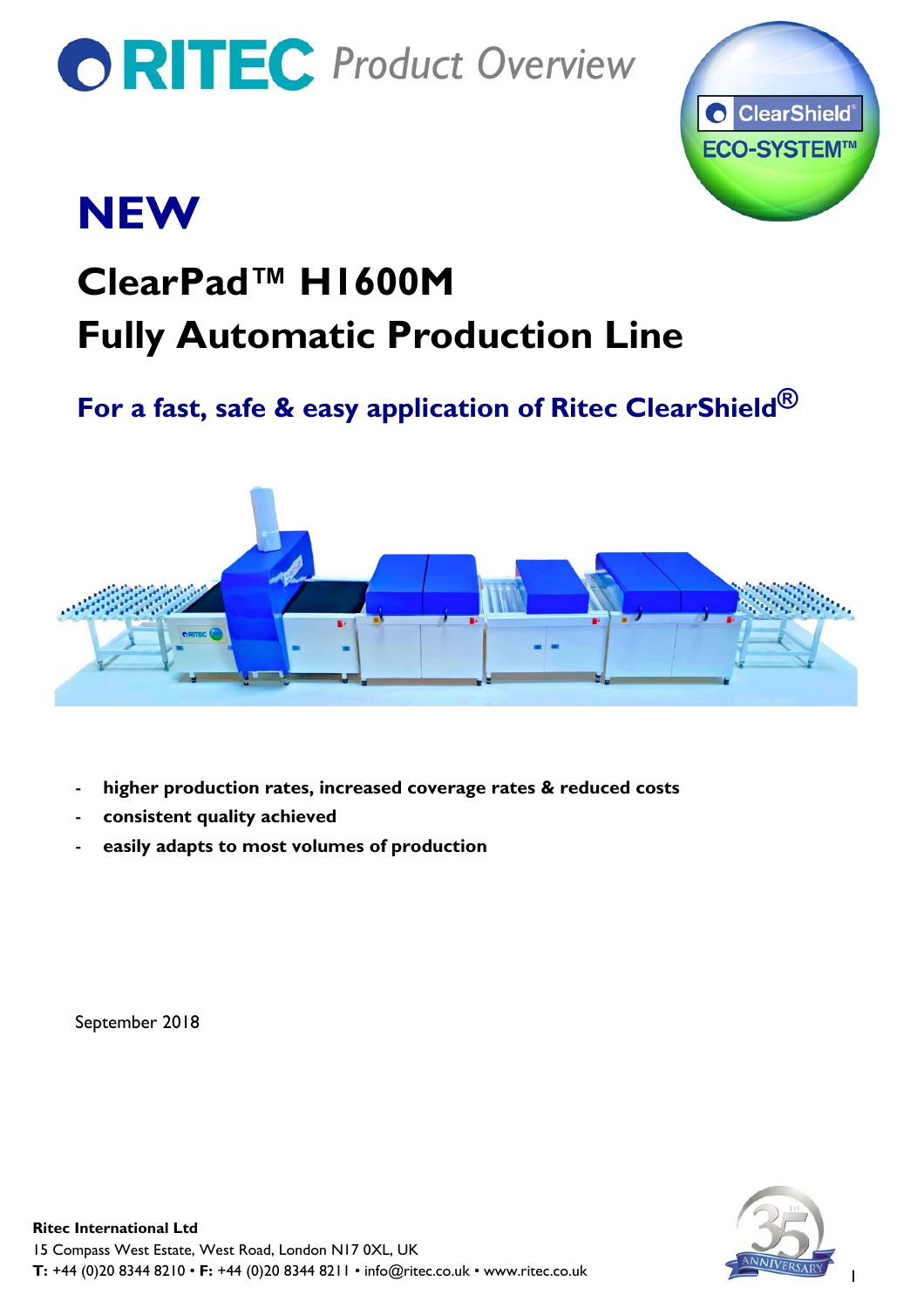# RITEC Product Overview

ClearShield® ECO-SYSTEM™

# NEW

## ClearPad™ H1600M
## Fully Automatic Production Line

### For a fast, safe & easy application of Ritec ClearShield®

- **higher production rates, increased coverage rates & reduced costs**
- **consistent quality achieved**
- **easily adapts to most volumes of production**

September 2018

**Ritec International Ltd**
15 Compass West Estate, West Road, London N17 0XL, UK
**T:** +44 (0)20 8344 8210 • **F:** +44 (0)20 8344 8211 • info@ritec.co.uk • www.ritec.co.uk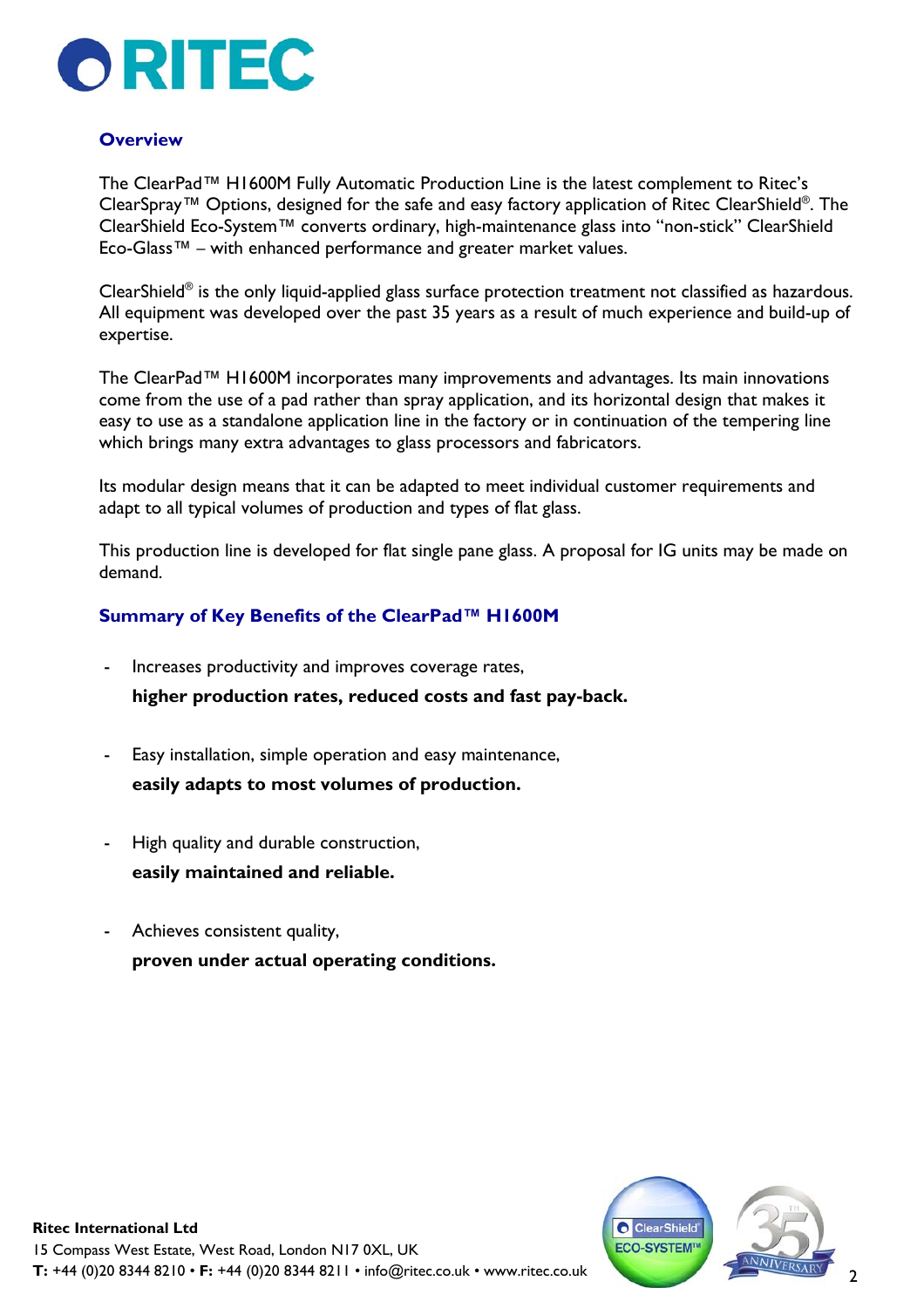## Overview

The ClearPad™ H1600M Fully Automatic Production Line is the latest complement to Ritec's ClearSpray™ Options, designed for the safe and easy factory application of Ritec ClearShield®. The ClearShield Eco-System™ converts ordinary, high-maintenance glass into "non-stick" ClearShield Eco-Glass™ – with enhanced performance and greater market values.

ClearShield® is the only liquid-applied glass surface protection treatment not classified as hazardous. All equipment was developed over the past 35 years as a result of much experience and build-up of expertise.

The ClearPad™ H1600M incorporates many improvements and advantages. Its main innovations come from the use of a pad rather than spray application, and its horizontal design that makes it easy to use as a standalone application line in the factory or in continuation of the tempering line which brings many extra advantages to glass processors and fabricators.

Its modular design means that it can be adapted to meet individual customer requirements and adapt to all typical volumes of production and types of flat glass.

This production line is developed for flat single pane glass. A proposal for IG units may be made on demand.

## Summary of Key Benefits of the ClearPad™ H1600M

- Increases productivity and improves coverage rates,
  **higher production rates, reduced costs and fast pay-back.**

- Easy installation, simple operation and easy maintenance,
  **easily adapts to most volumes of production.**

- High quality and durable construction,
  **easily maintained and reliable.**

- Achieves consistent quality,
  **proven under actual operating conditions.**

**Ritec International Ltd**
15 Compass West Estate, West Road, London N17 0XL, UK
**T:** +44 (0)20 8344 8210 • **F:** +44 (0)20 8344 8211 • info@ritec.co.uk • www.ritec.co.uk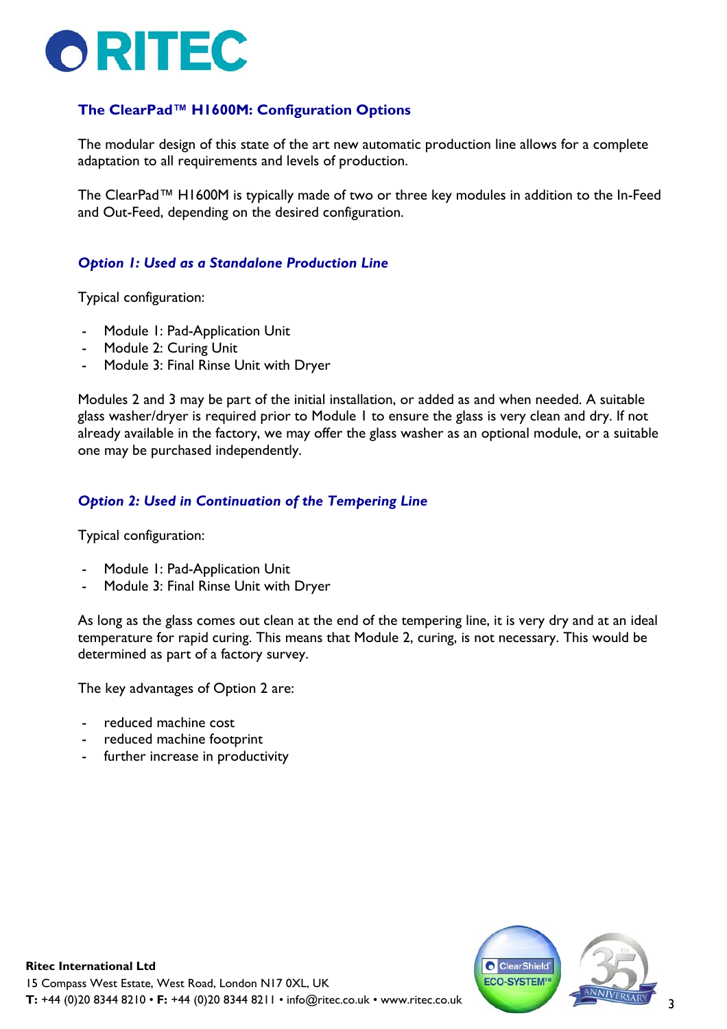## The ClearPad™ H1600M: Configuration Options

The modular design of this state of the art new automatic production line allows for a complete adaptation to all requirements and levels of production.

The ClearPad™ H1600M is typically made of two or three key modules in addition to the In-Feed and Out-Feed, depending on the desired configuration.

### *Option 1: Used as a Standalone Production Line*

Typical configuration:

- Module 1: Pad-Application Unit
- Module 2: Curing Unit
- Module 3: Final Rinse Unit with Dryer

Modules 2 and 3 may be part of the initial installation, or added as and when needed. A suitable glass washer/dryer is required prior to Module 1 to ensure the glass is very clean and dry. If not already available in the factory, we may offer the glass washer as an optional module, or a suitable one may be purchased independently.

### *Option 2: Used in Continuation of the Tempering Line*

Typical configuration:

- Module 1: Pad-Application Unit
- Module 3: Final Rinse Unit with Dryer

As long as the glass comes out clean at the end of the tempering line, it is very dry and at an ideal temperature for rapid curing. This means that Module 2, curing, is not necessary. This would be determined as part of a factory survey.

The key advantages of Option 2 are:

- reduced machine cost
- reduced machine footprint
- further increase in productivity

**Ritec International Ltd**
15 Compass West Estate, West Road, London N17 0XL, UK
**T:** +44 (0)20 8344 8210 • **F:** +44 (0)20 8344 8211 • info@ritec.co.uk • www.ritec.co.uk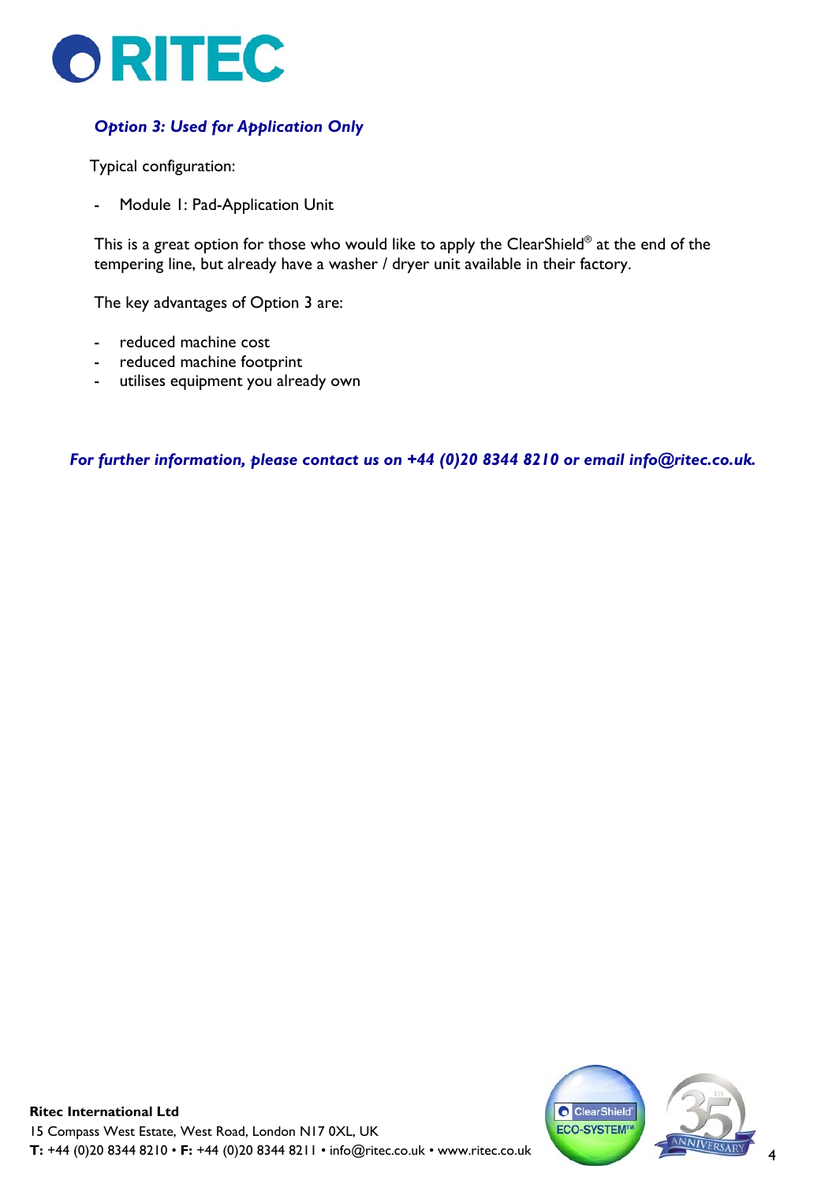### *Option 3: Used for Application Only*

Typical configuration:

- Module 1: Pad-Application Unit

This is a great option for those who would like to apply the ClearShield® at the end of the tempering line, but already have a washer / dryer unit available in their factory.

The key advantages of Option 3 are:

- reduced machine cost
- reduced machine footprint
- utilises equipment you already own

***For further information, please contact us on +44 (0)20 8344 8210 or email info@ritec.co.uk.***

**Ritec International Ltd**
15 Compass West Estate, West Road, London N17 0XL, UK
**T:** +44 (0)20 8344 8210 • **F:** +44 (0)20 8344 8211 • info@ritec.co.uk • www.ritec.co.uk